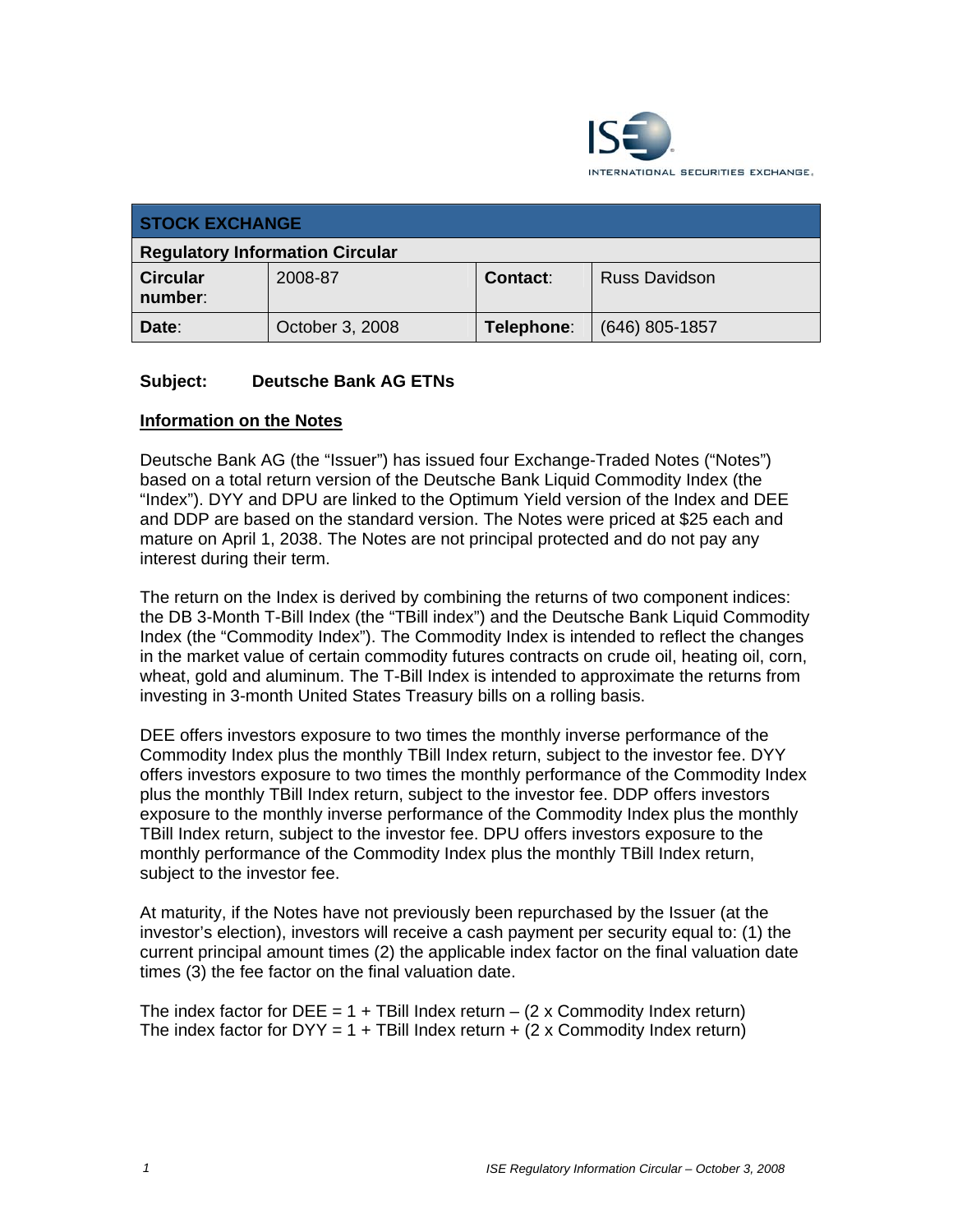| STOCK EXCHANGE | | | |
|---|---|---|---|
| **Regulatory Information Circular** | | | |
| **Circular number:** | 2008-87 | **Contact:** | Russ Davidson |
| **Date:** | October 3, 2008 | **Telephone:** | (646) 805-1857 |

**Subject:** **Deutsche Bank AG ETNs**

## Information on the Notes

Deutsche Bank AG (the "Issuer") has issued four Exchange-Traded Notes ("Notes") based on a total return version of the Deutsche Bank Liquid Commodity Index (the "Index"). DYY and DPU are linked to the Optimum Yield version of the Index and DEE and DDP are based on the standard version. The Notes were priced at $25 each and mature on April 1, 2038. The Notes are not principal protected and do not pay any interest during their term.

The return on the Index is derived by combining the returns of two component indices: the DB 3-Month T-Bill Index (the "TBill index") and the Deutsche Bank Liquid Commodity Index (the "Commodity Index"). The Commodity Index is intended to reflect the changes in the market value of certain commodity futures contracts on crude oil, heating oil, corn, wheat, gold and aluminum. The T-Bill Index is intended to approximate the returns from investing in 3-month United States Treasury bills on a rolling basis.

DEE offers investors exposure to two times the monthly inverse performance of the Commodity Index plus the monthly TBill Index return, subject to the investor fee. DYY offers investors exposure to two times the monthly performance of the Commodity Index plus the monthly TBill Index return, subject to the investor fee. DDP offers investors exposure to the monthly inverse performance of the Commodity Index plus the monthly TBill Index return, subject to the investor fee. DPU offers investors exposure to the monthly performance of the Commodity Index plus the monthly TBill Index return, subject to the investor fee.

At maturity, if the Notes have not previously been repurchased by the Issuer (at the investor's election), investors will receive a cash payment per security equal to: (1) the current principal amount times (2) the applicable index factor on the final valuation date times (3) the fee factor on the final valuation date.

The index factor for DEE = 1 + TBill Index return – (2 x Commodity Index return)
The index factor for DYY = 1 + TBill Index return + (2 x Commodity Index return)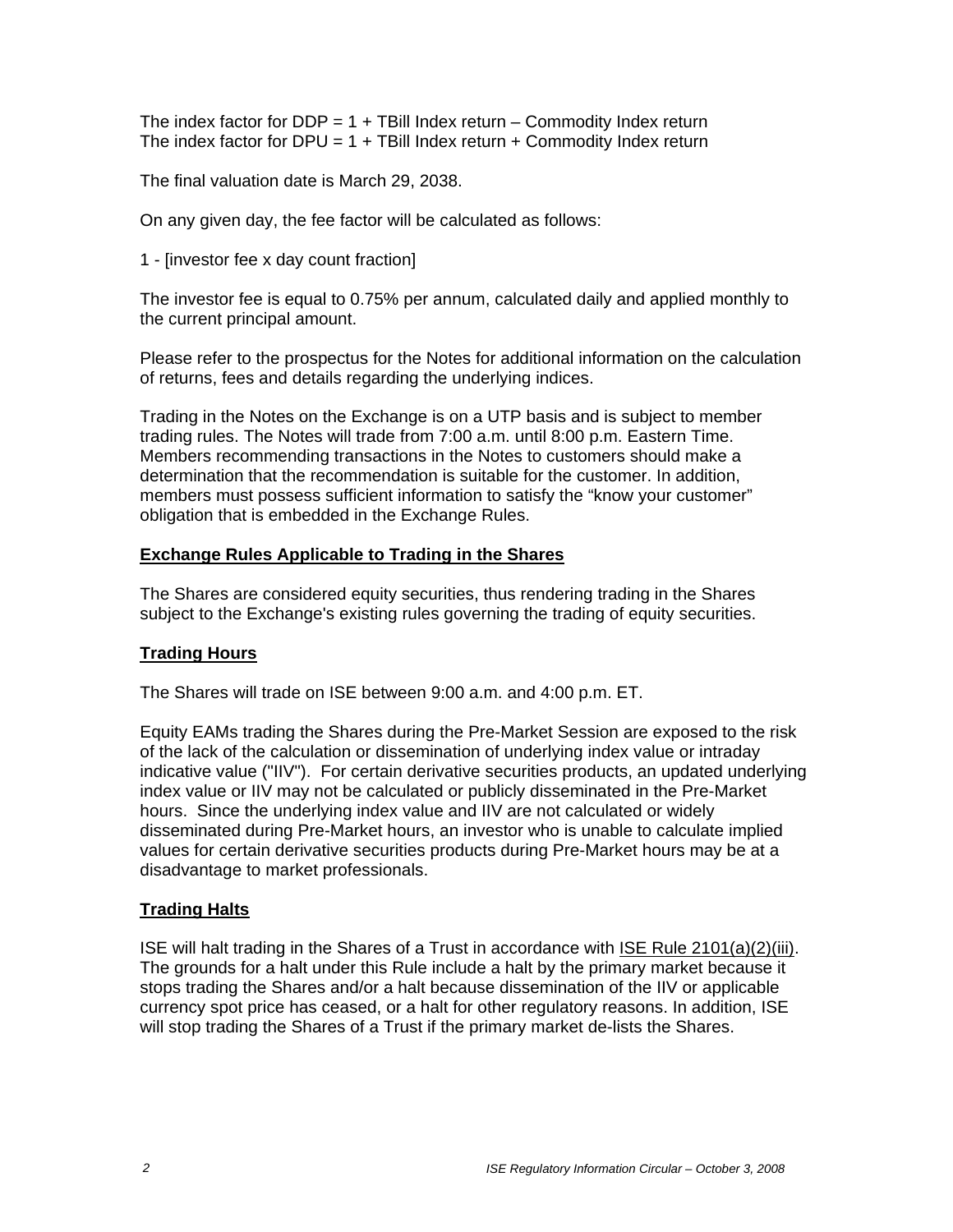The index factor for DDP = 1 + TBill Index return – Commodity Index return
The index factor for DPU = 1 + TBill Index return + Commodity Index return

The final valuation date is March 29, 2038.

On any given day, the fee factor will be calculated as follows:

1 - [investor fee x day count fraction]

The investor fee is equal to 0.75% per annum, calculated daily and applied monthly to the current principal amount.

Please refer to the prospectus for the Notes for additional information on the calculation of returns, fees and details regarding the underlying indices.

Trading in the Notes on the Exchange is on a UTP basis and is subject to member trading rules. The Notes will trade from 7:00 a.m. until 8:00 p.m. Eastern Time. Members recommending transactions in the Notes to customers should make a determination that the recommendation is suitable for the customer. In addition, members must possess sufficient information to satisfy the "know your customer" obligation that is embedded in the Exchange Rules.

## Exchange Rules Applicable to Trading in the Shares

The Shares are considered equity securities, thus rendering trading in the Shares subject to the Exchange's existing rules governing the trading of equity securities.

## Trading Hours

The Shares will trade on ISE between 9:00 a.m. and 4:00 p.m. ET.

Equity EAMs trading the Shares during the Pre-Market Session are exposed to the risk of the lack of the calculation or dissemination of underlying index value or intraday indicative value ("IIV"). For certain derivative securities products, an updated underlying index value or IIV may not be calculated or publicly disseminated in the Pre-Market hours. Since the underlying index value and IIV are not calculated or widely disseminated during Pre-Market hours, an investor who is unable to calculate implied values for certain derivative securities products during Pre-Market hours may be at a disadvantage to market professionals.

## Trading Halts

ISE will halt trading in the Shares of a Trust in accordance with ISE Rule 2101(a)(2)(iii). The grounds for a halt under this Rule include a halt by the primary market because it stops trading the Shares and/or a halt because dissemination of the IIV or applicable currency spot price has ceased, or a halt for other regulatory reasons. In addition, ISE will stop trading the Shares of a Trust if the primary market de-lists the Shares.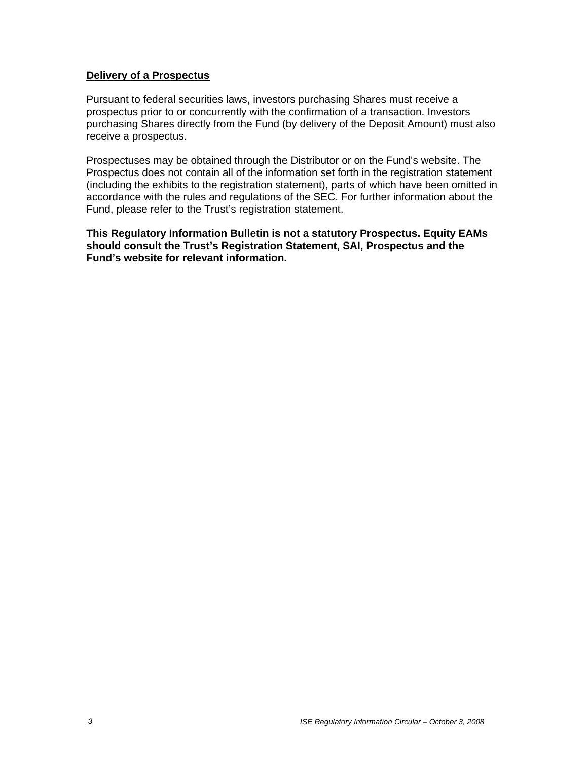**Delivery of a Prospectus**

Pursuant to federal securities laws, investors purchasing Shares must receive a prospectus prior to or concurrently with the confirmation of a transaction. Investors purchasing Shares directly from the Fund (by delivery of the Deposit Amount) must also receive a prospectus.

Prospectuses may be obtained through the Distributor or on the Fund's website. The Prospectus does not contain all of the information set forth in the registration statement (including the exhibits to the registration statement), parts of which have been omitted in accordance with the rules and regulations of the SEC. For further information about the Fund, please refer to the Trust's registration statement.

**This Regulatory Information Bulletin is not a statutory Prospectus. Equity EAMs should consult the Trust's Registration Statement, SAI, Prospectus and the Fund's website for relevant information.**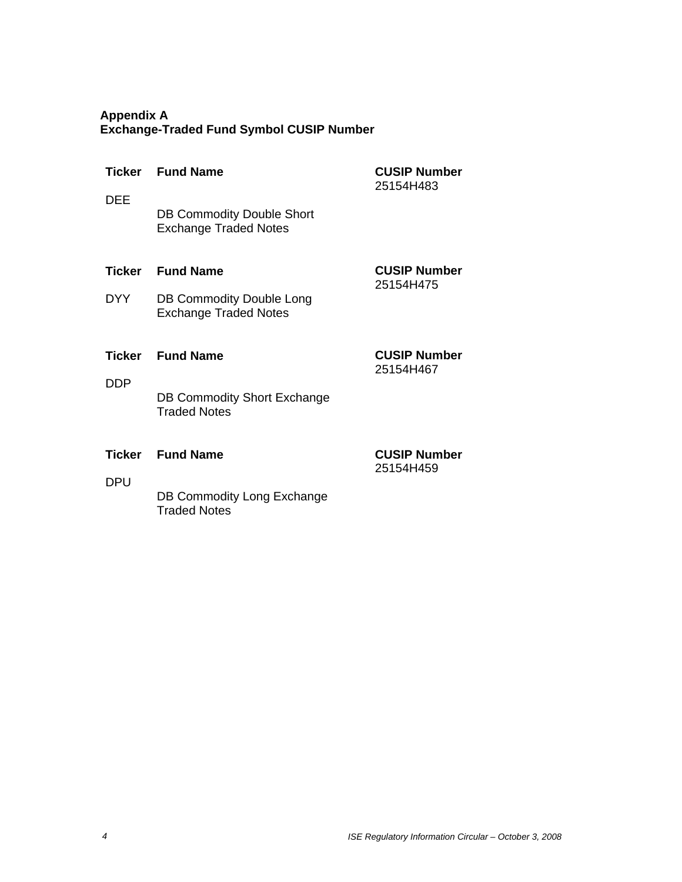**Appendix A**
**Exchange-Traded Fund Symbol CUSIP Number**

| Ticker | Fund Name | CUSIP Number |
|---|---|---|
| DEE | DB Commodity Double Short Exchange Traded Notes | 25154H483 |

| Ticker | Fund Name | CUSIP Number |
|---|---|---|
| DYY | DB Commodity Double Long Exchange Traded Notes | 25154H475 |

| Ticker | Fund Name | CUSIP Number |
|---|---|---|
| DDP | DB Commodity Short Exchange Traded Notes | 25154H467 |

| Ticker | Fund Name | CUSIP Number |
|---|---|---|
| DPU | DB Commodity Long Exchange Traded Notes | 25154H459 |